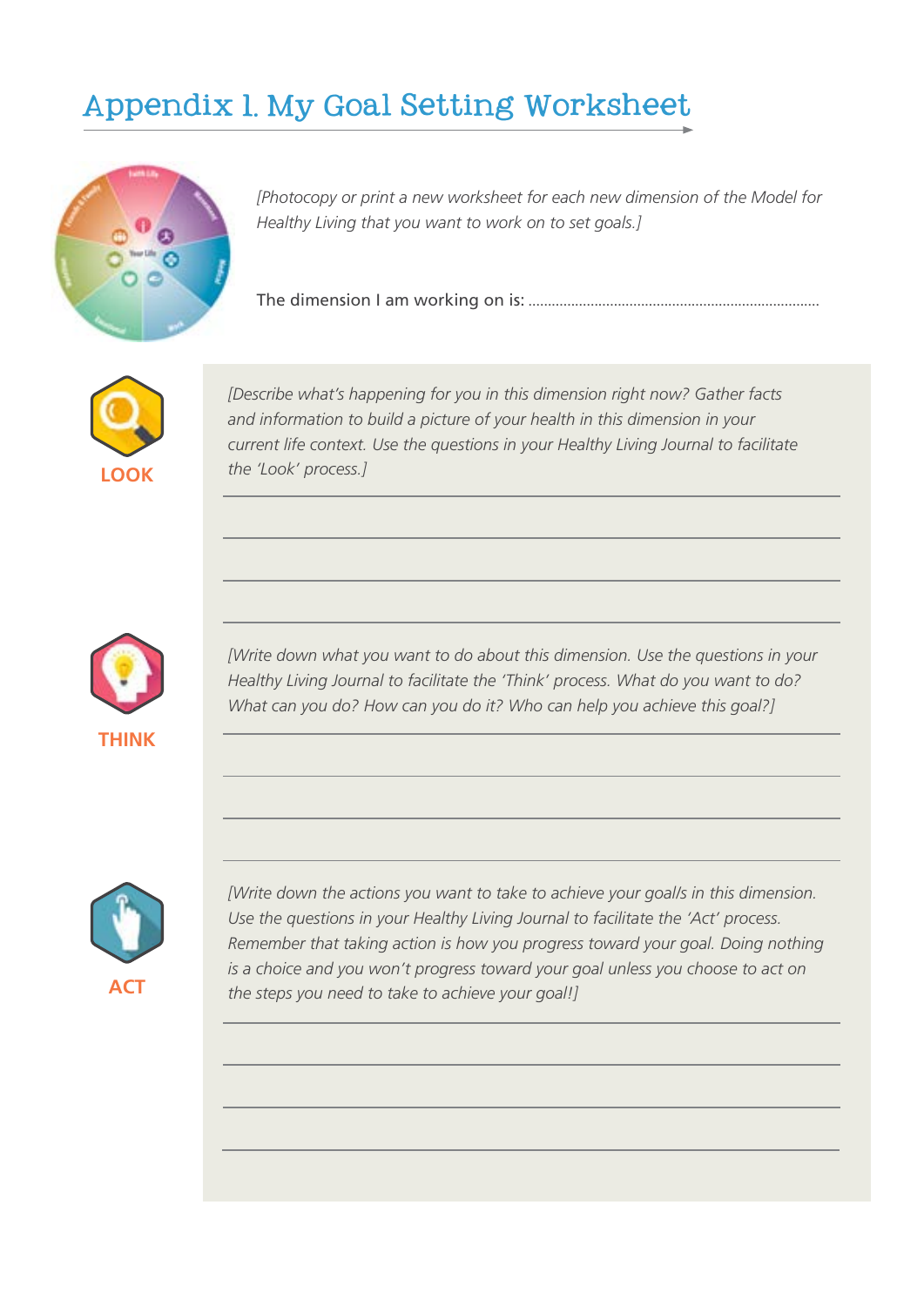# Appendix 1. My Goal Setting Worksheet

*[Photocopy or print a new worksheet for each new dimension of the Model for Healthy Living that you want to work on to set goals.]*

The dimension I am working on is: ........................................................................

**LOOK**

*[Describe what's happening for you in this dimension right now? Gather facts and information to build a picture of your health in this dimension in your current life context. Use the questions in your Healthy Living Journal to facilitate the 'Look' process.]*

___

___

___

___

**THINK**

*[Write down what you want to do about this dimension. Use the questions in your Healthy Living Journal to facilitate the 'Think' process. What do you want to do? What can you do? How can you do it? Who can help you achieve this goal?]*

___

___

___

___

**ACT**

*[Write down the actions you want to take to achieve your goal/s in this dimension. Use the questions in your Healthy Living Journal to facilitate the 'Act' process. Remember that taking action is how you progress toward your goal. Doing nothing is a choice and you won't progress toward your goal unless you choose to act on the steps you need to take to achieve your goal!]*

___

___

___

___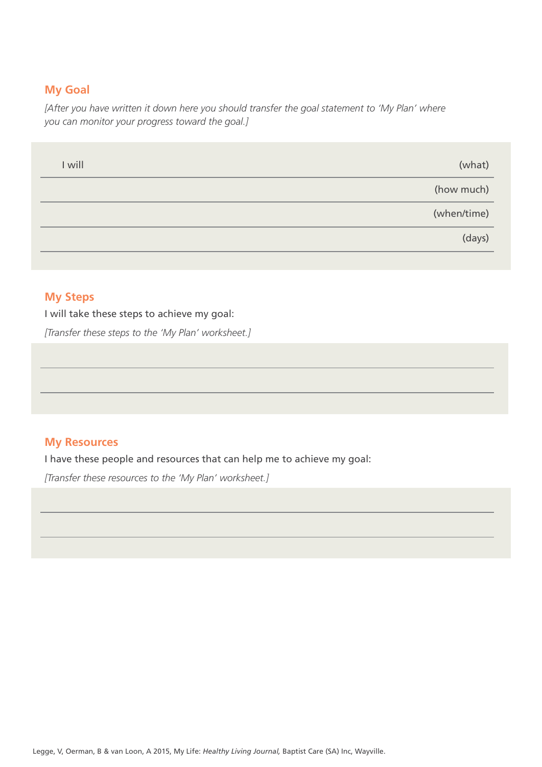## My Goal

*[After you have written it down here you should transfer the goal statement to 'My Plan' where you can monitor your progress toward the goal.]*

I will ________________________________________ (what)

________________________________________ (how much)

________________________________________ (when/time)

________________________________________ (days)

## My Steps

I will take these steps to achieve my goal:

*[Transfer these steps to the 'My Plan' worksheet.]*

________________________________________

________________________________________

## My Resources

I have these people and resources that can help me to achieve my goal:

*[Transfer these resources to the 'My Plan' worksheet.]*

________________________________________

________________________________________

Legge, V, Oerman, B & van Loon, A 2015, My Life: *Healthy Living Journal,* Baptist Care (SA) Inc, Wayville.